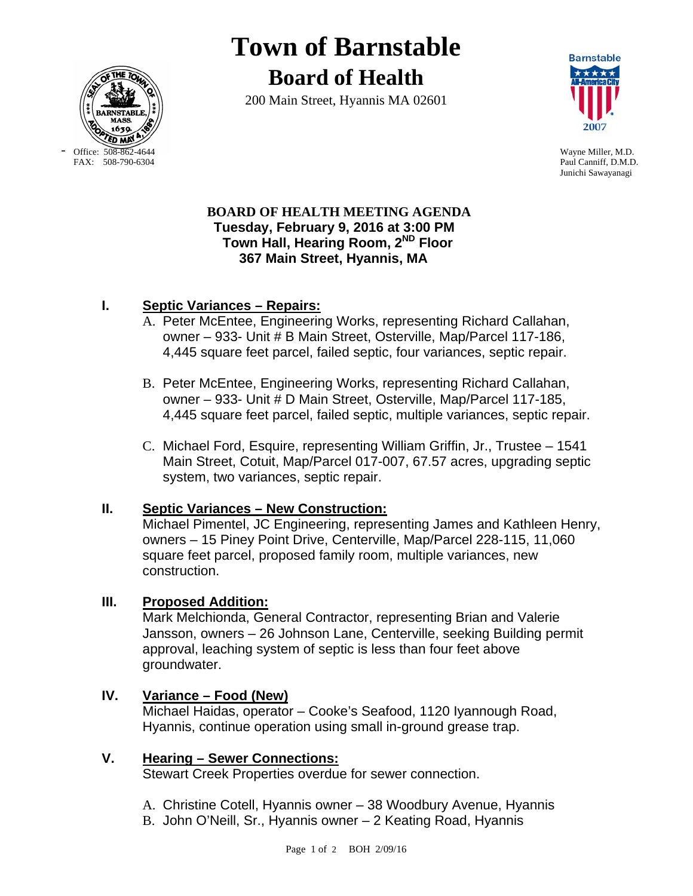# Town of Barnstable

## Board of Health

200 Main Street, Hyannis MA 02601

Office: 508-862-4644
FAX: 508-790-6304

Wayne Miller, M.D.
Paul Canniff, D.M.D.
Junichi Sawayanagi

**BOARD OF HEALTH MEETING AGENDA**
**Tuesday, February 9, 2016 at 3:00 PM**
**Town Hall, Hearing Room, 2ND Floor**
**367 Main Street, Hyannis, MA**

## I. Septic Variances – Repairs:

A. Peter McEntee, Engineering Works, representing Richard Callahan, owner – 933- Unit # B Main Street, Osterville, Map/Parcel 117-186, 4,445 square feet parcel, failed septic, four variances, septic repair.

B. Peter McEntee, Engineering Works, representing Richard Callahan, owner – 933- Unit # D Main Street, Osterville, Map/Parcel 117-185, 4,445 square feet parcel, failed septic, multiple variances, septic repair.

C. Michael Ford, Esquire, representing William Griffin, Jr., Trustee – 1541 Main Street, Cotuit, Map/Parcel 017-007, 67.57 acres, upgrading septic system, two variances, septic repair.

## II. Septic Variances – New Construction:

Michael Pimentel, JC Engineering, representing James and Kathleen Henry, owners – 15 Piney Point Drive, Centerville, Map/Parcel 228-115, 11,060 square feet parcel, proposed family room, multiple variances, new construction.

## III. Proposed Addition:

Mark Melchionda, General Contractor, representing Brian and Valerie Jansson, owners – 26 Johnson Lane, Centerville, seeking Building permit approval, leaching system of septic is less than four feet above groundwater.

## IV. Variance – Food (New)

Michael Haidas, operator – Cooke's Seafood, 1120 Iyannough Road, Hyannis, continue operation using small in-ground grease trap.

## V. Hearing – Sewer Connections:

Stewart Creek Properties overdue for sewer connection.

A. Christine Cotell, Hyannis owner – 38 Woodbury Avenue, Hyannis
B. John O'Neill, Sr., Hyannis owner – 2 Keating Road, Hyannis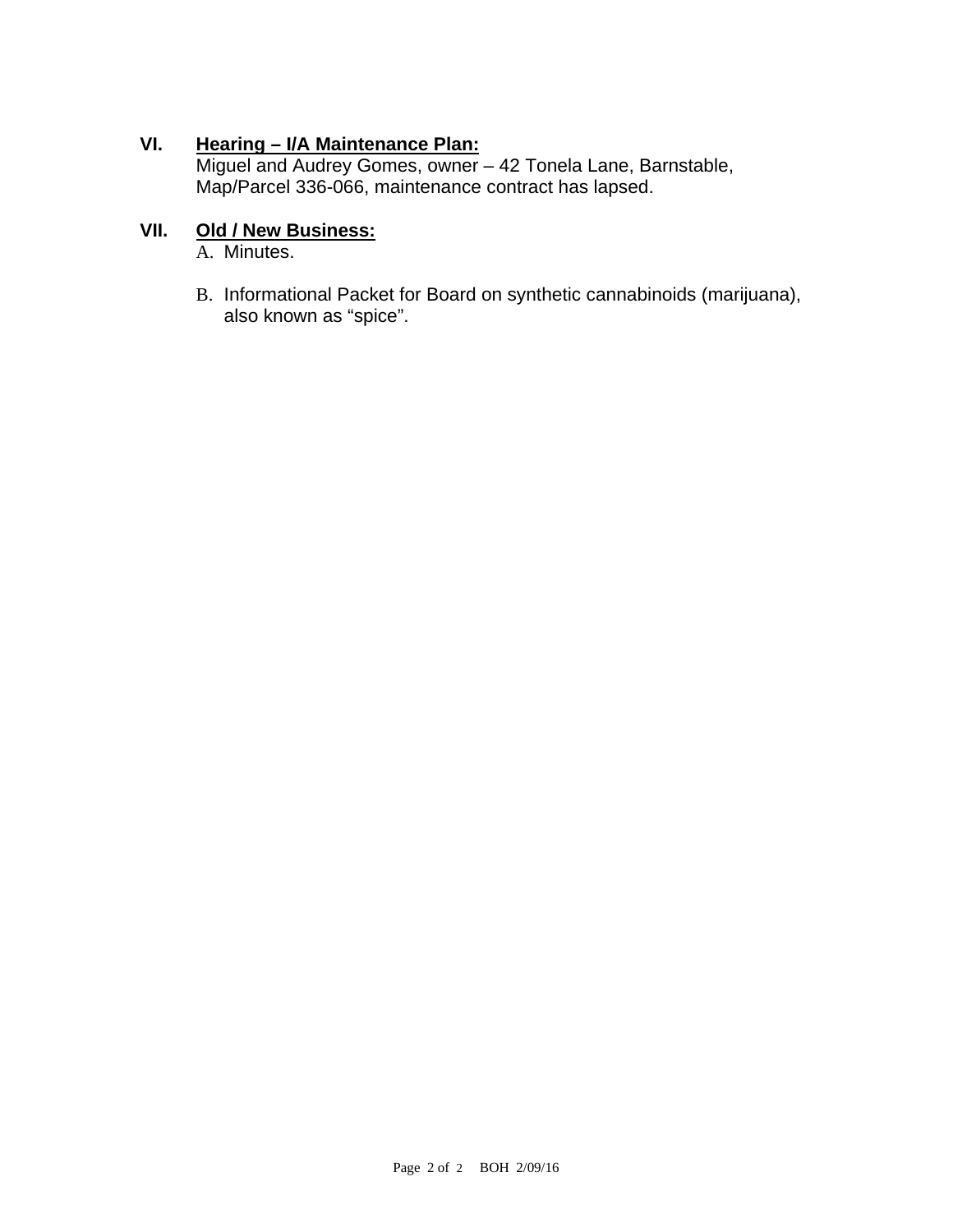**VI. <u>Hearing – I/A Maintenance Plan:</u>**

Miguel and Audrey Gomes, owner – 42 Tonela Lane, Barnstable, Map/Parcel 336-066, maintenance contract has lapsed.

**VII. <u>Old / New Business:</u>**

A. Minutes.

B. Informational Packet for Board on synthetic cannabinoids (marijuana), also known as "spice".